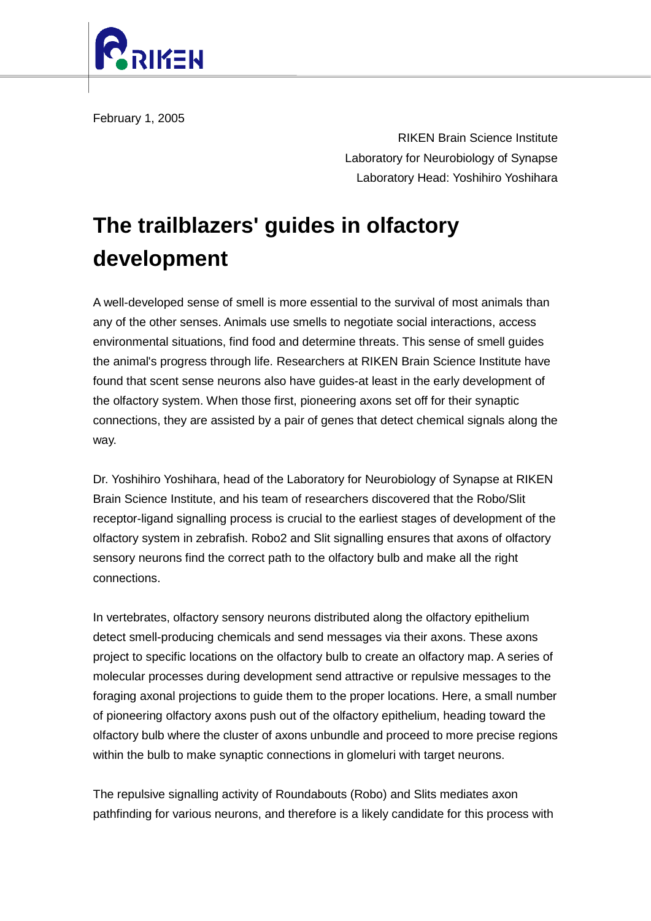February 1, 2005

RIKEN Brain Science Institute
Laboratory for Neurobiology of Synapse
Laboratory Head: Yoshihiro Yoshihara

# The trailblazers' guides in olfactory development

A well-developed sense of smell is more essential to the survival of most animals than any of the other senses. Animals use smells to negotiate social interactions, access environmental situations, find food and determine threats. This sense of smell guides the animal's progress through life. Researchers at RIKEN Brain Science Institute have found that scent sense neurons also have guides-at least in the early development of the olfactory system. When those first, pioneering axons set off for their synaptic connections, they are assisted by a pair of genes that detect chemical signals along the way.

Dr. Yoshihiro Yoshihara, head of the Laboratory for Neurobiology of Synapse at RIKEN Brain Science Institute, and his team of researchers discovered that the Robo/Slit receptor-ligand signalling process is crucial to the earliest stages of development of the olfactory system in zebrafish. Robo2 and Slit signalling ensures that axons of olfactory sensory neurons find the correct path to the olfactory bulb and make all the right connections.

In vertebrates, olfactory sensory neurons distributed along the olfactory epithelium detect smell-producing chemicals and send messages via their axons. These axons project to specific locations on the olfactory bulb to create an olfactory map. A series of molecular processes during development send attractive or repulsive messages to the foraging axonal projections to guide them to the proper locations. Here, a small number of pioneering olfactory axons push out of the olfactory epithelium, heading toward the olfactory bulb where the cluster of axons unbundle and proceed to more precise regions within the bulb to make synaptic connections in glomeluri with target neurons.

The repulsive signalling activity of Roundabouts (Robo) and Slits mediates axon pathfinding for various neurons, and therefore is a likely candidate for this process with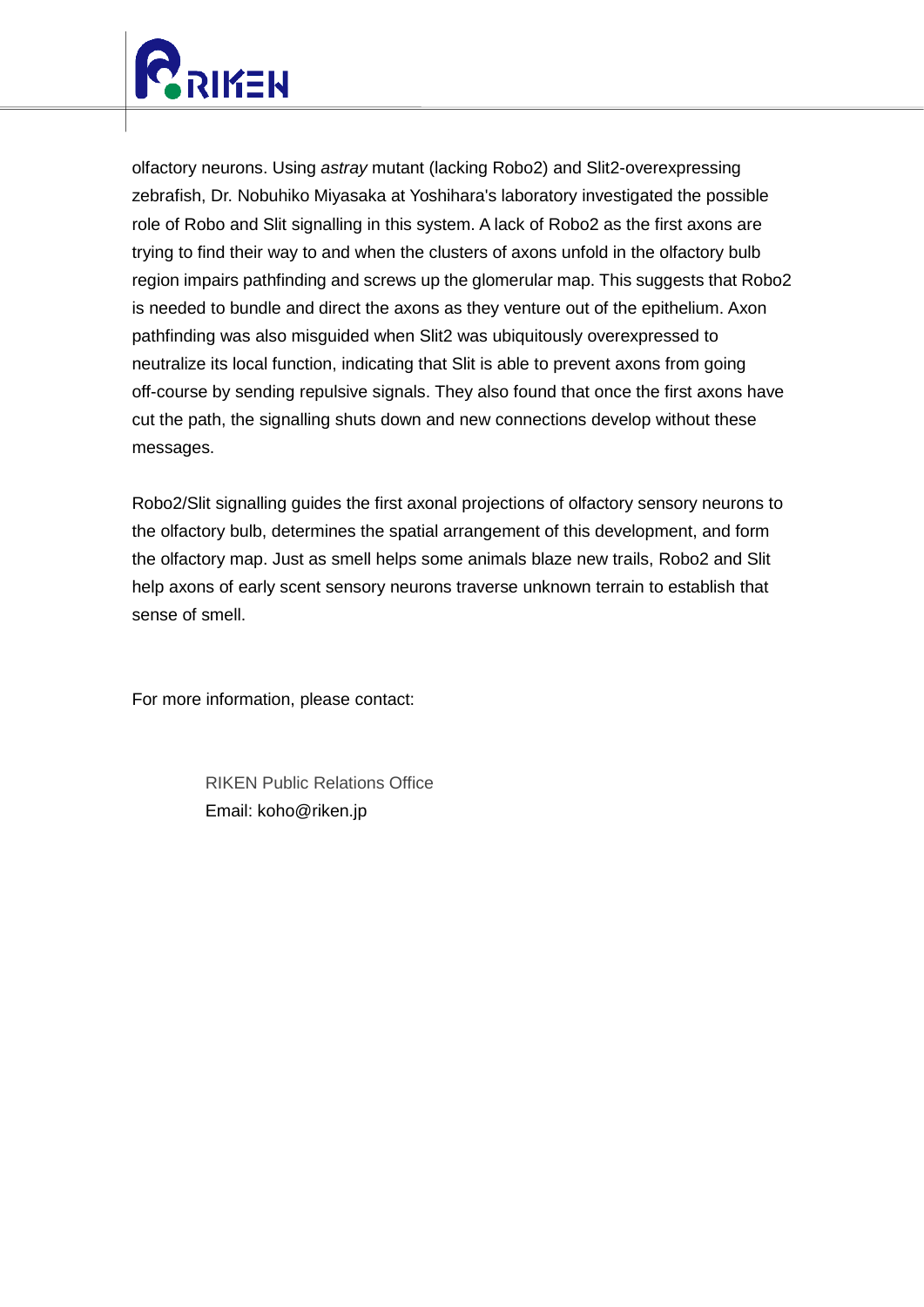olfactory neurons. Using *astray* mutant (lacking Robo2) and Slit2-overexpressing zebrafish, Dr. Nobuhiko Miyasaka at Yoshihara's laboratory investigated the possible role of Robo and Slit signalling in this system. A lack of Robo2 as the first axons are trying to find their way to and when the clusters of axons unfold in the olfactory bulb region impairs pathfinding and screws up the glomerular map. This suggests that Robo2 is needed to bundle and direct the axons as they venture out of the epithelium. Axon pathfinding was also misguided when Slit2 was ubiquitously overexpressed to neutralize its local function, indicating that Slit is able to prevent axons from going off-course by sending repulsive signals. They also found that once the first axons have cut the path, the signalling shuts down and new connections develop without these messages.

Robo2/Slit signalling guides the first axonal projections of olfactory sensory neurons to the olfactory bulb, determines the spatial arrangement of this development, and form the olfactory map. Just as smell helps some animals blaze new trails, Robo2 and Slit help axons of early scent sensory neurons traverse unknown terrain to establish that sense of smell.

For more information, please contact:

RIKEN Public Relations Office
Email: koho@riken.jp